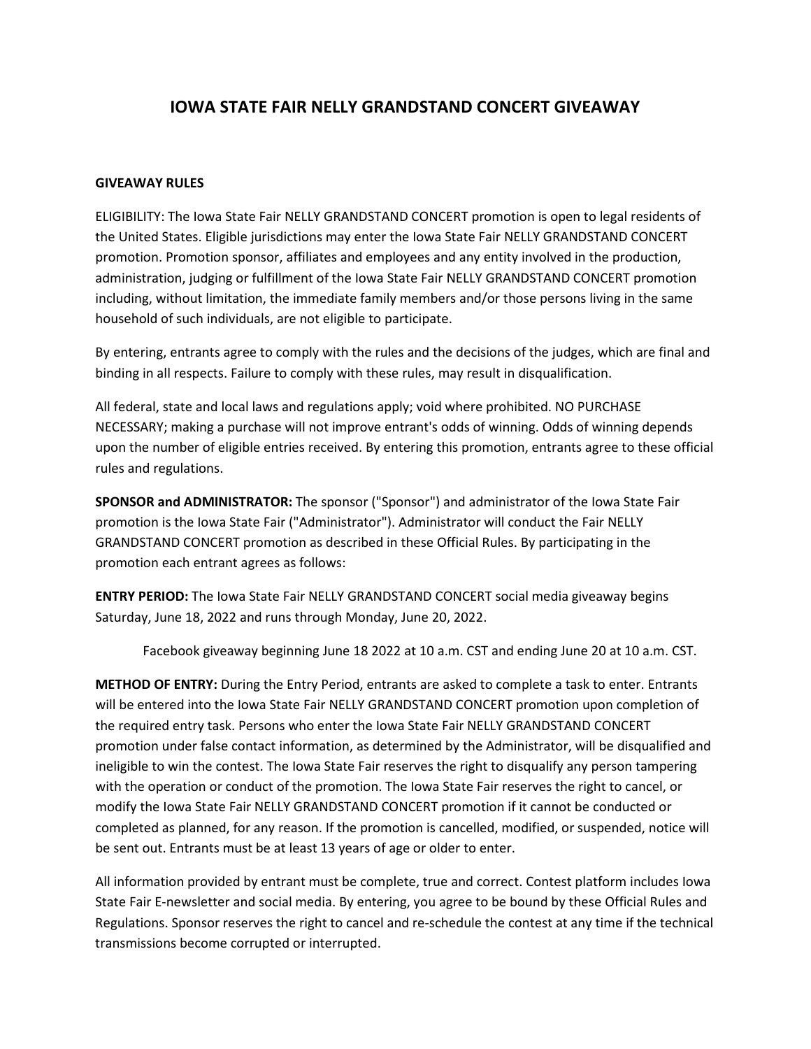# IOWA STATE FAIR NELLY GRANDSTAND CONCERT GIVEAWAY

**GIVEAWAY RULES**

ELIGIBILITY: The Iowa State Fair NELLY GRANDSTAND CONCERT promotion is open to legal residents of the United States. Eligible jurisdictions may enter the Iowa State Fair NELLY GRANDSTAND CONCERT promotion. Promotion sponsor, affiliates and employees and any entity involved in the production, administration, judging or fulfillment of the Iowa State Fair NELLY GRANDSTAND CONCERT promotion including, without limitation, the immediate family members and/or those persons living in the same household of such individuals, are not eligible to participate.

By entering, entrants agree to comply with the rules and the decisions of the judges, which are final and binding in all respects. Failure to comply with these rules, may result in disqualification.

All federal, state and local laws and regulations apply; void where prohibited. NO PURCHASE NECESSARY; making a purchase will not improve entrant's odds of winning. Odds of winning depends upon the number of eligible entries received. By entering this promotion, entrants agree to these official rules and regulations.

**SPONSOR and ADMINISTRATOR:** The sponsor ("Sponsor") and administrator of the Iowa State Fair promotion is the Iowa State Fair ("Administrator"). Administrator will conduct the Fair NELLY GRANDSTAND CONCERT promotion as described in these Official Rules. By participating in the promotion each entrant agrees as follows:

**ENTRY PERIOD:** The Iowa State Fair NELLY GRANDSTAND CONCERT social media giveaway begins Saturday, June 18, 2022 and runs through Monday, June 20, 2022.

Facebook giveaway beginning June 18 2022 at 10 a.m. CST and ending June 20 at 10 a.m. CST.

**METHOD OF ENTRY:** During the Entry Period, entrants are asked to complete a task to enter. Entrants will be entered into the Iowa State Fair NELLY GRANDSTAND CONCERT promotion upon completion of the required entry task. Persons who enter the Iowa State Fair NELLY GRANDSTAND CONCERT promotion under false contact information, as determined by the Administrator, will be disqualified and ineligible to win the contest. The Iowa State Fair reserves the right to disqualify any person tampering with the operation or conduct of the promotion. The Iowa State Fair reserves the right to cancel, or modify the Iowa State Fair NELLY GRANDSTAND CONCERT promotion if it cannot be conducted or completed as planned, for any reason. If the promotion is cancelled, modified, or suspended, notice will be sent out. Entrants must be at least 13 years of age or older to enter.

All information provided by entrant must be complete, true and correct. Contest platform includes Iowa State Fair E-newsletter and social media. By entering, you agree to be bound by these Official Rules and Regulations. Sponsor reserves the right to cancel and re-schedule the contest at any time if the technical transmissions become corrupted or interrupted.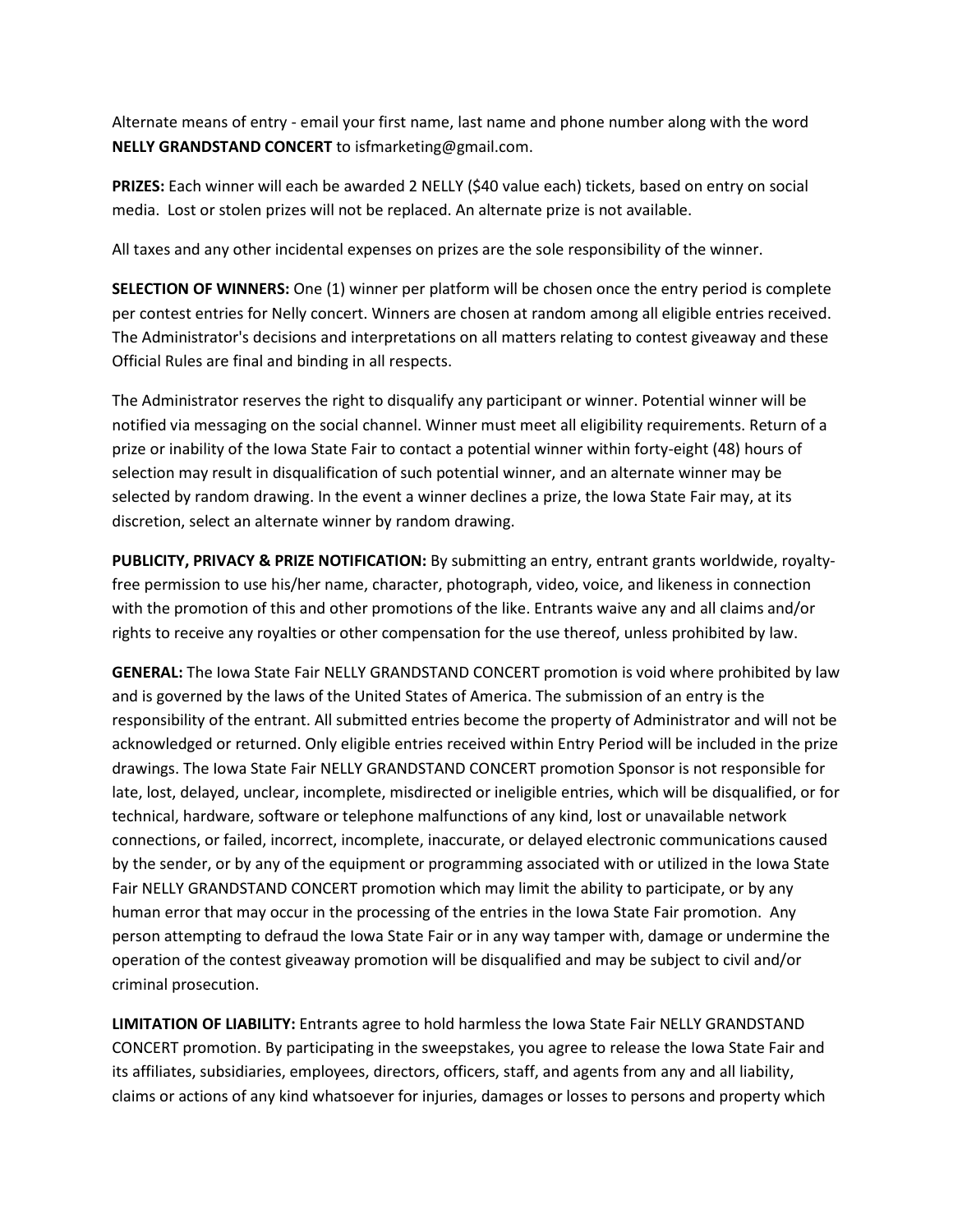Alternate means of entry - email your first name, last name and phone number along with the word **NELLY GRANDSTAND CONCERT** to isfmarketing@gmail.com.

**PRIZES:** Each winner will each be awarded 2 NELLY ($40 value each) tickets, based on entry on social media. Lost or stolen prizes will not be replaced. An alternate prize is not available.

All taxes and any other incidental expenses on prizes are the sole responsibility of the winner.

**SELECTION OF WINNERS:** One (1) winner per platform will be chosen once the entry period is complete per contest entries for Nelly concert. Winners are chosen at random among all eligible entries received. The Administrator's decisions and interpretations on all matters relating to contest giveaway and these Official Rules are final and binding in all respects.

The Administrator reserves the right to disqualify any participant or winner. Potential winner will be notified via messaging on the social channel. Winner must meet all eligibility requirements. Return of a prize or inability of the Iowa State Fair to contact a potential winner within forty-eight (48) hours of selection may result in disqualification of such potential winner, and an alternate winner may be selected by random drawing. In the event a winner declines a prize, the Iowa State Fair may, at its discretion, select an alternate winner by random drawing.

**PUBLICITY, PRIVACY & PRIZE NOTIFICATION:** By submitting an entry, entrant grants worldwide, royalty-free permission to use his/her name, character, photograph, video, voice, and likeness in connection with the promotion of this and other promotions of the like. Entrants waive any and all claims and/or rights to receive any royalties or other compensation for the use thereof, unless prohibited by law.

**GENERAL:** The Iowa State Fair NELLY GRANDSTAND CONCERT promotion is void where prohibited by law and is governed by the laws of the United States of America. The submission of an entry is the responsibility of the entrant. All submitted entries become the property of Administrator and will not be acknowledged or returned. Only eligible entries received within Entry Period will be included in the prize drawings. The Iowa State Fair NELLY GRANDSTAND CONCERT promotion Sponsor is not responsible for late, lost, delayed, unclear, incomplete, misdirected or ineligible entries, which will be disqualified, or for technical, hardware, software or telephone malfunctions of any kind, lost or unavailable network connections, or failed, incorrect, incomplete, inaccurate, or delayed electronic communications caused by the sender, or by any of the equipment or programming associated with or utilized in the Iowa State Fair NELLY GRANDSTAND CONCERT promotion which may limit the ability to participate, or by any human error that may occur in the processing of the entries in the Iowa State Fair promotion. Any person attempting to defraud the Iowa State Fair or in any way tamper with, damage or undermine the operation of the contest giveaway promotion will be disqualified and may be subject to civil and/or criminal prosecution.

**LIMITATION OF LIABILITY:** Entrants agree to hold harmless the Iowa State Fair NELLY GRANDSTAND CONCERT promotion. By participating in the sweepstakes, you agree to release the Iowa State Fair and its affiliates, subsidiaries, employees, directors, officers, staff, and agents from any and all liability, claims or actions of any kind whatsoever for injuries, damages or losses to persons and property which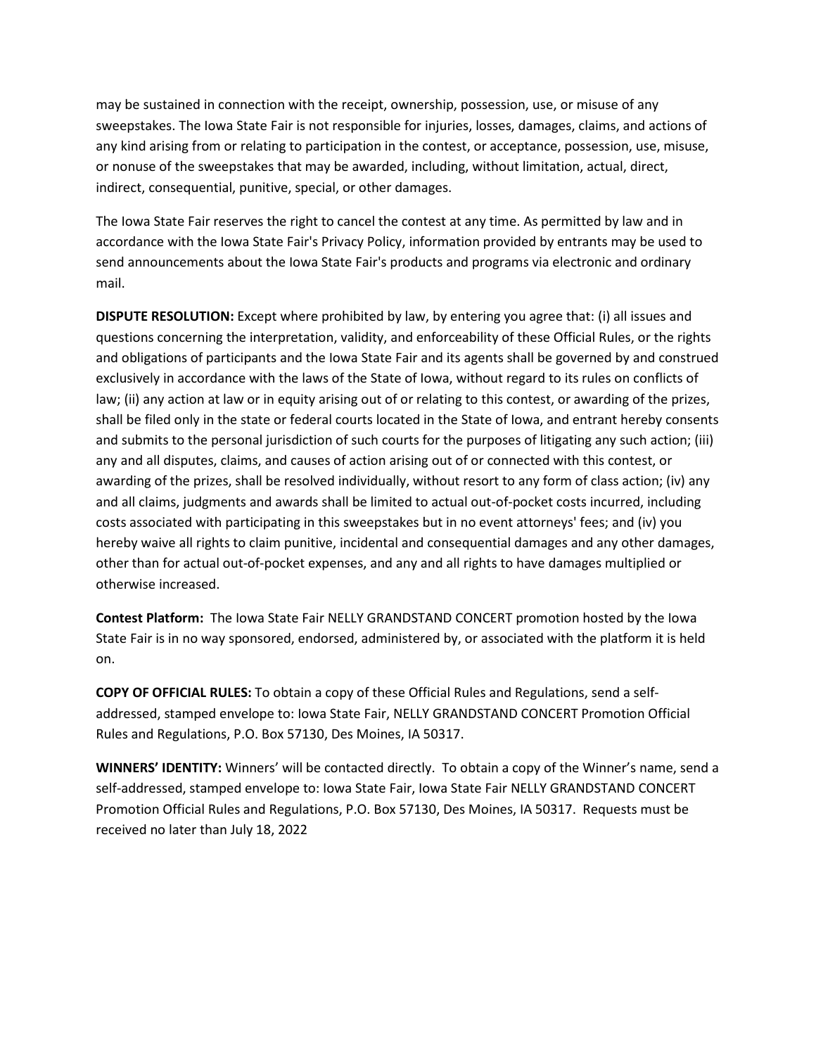may be sustained in connection with the receipt, ownership, possession, use, or misuse of any sweepstakes. The Iowa State Fair is not responsible for injuries, losses, damages, claims, and actions of any kind arising from or relating to participation in the contest, or acceptance, possession, use, misuse, or nonuse of the sweepstakes that may be awarded, including, without limitation, actual, direct, indirect, consequential, punitive, special, or other damages.

The Iowa State Fair reserves the right to cancel the contest at any time. As permitted by law and in accordance with the Iowa State Fair's Privacy Policy, information provided by entrants may be used to send announcements about the Iowa State Fair's products and programs via electronic and ordinary mail.

**DISPUTE RESOLUTION:** Except where prohibited by law, by entering you agree that: (i) all issues and questions concerning the interpretation, validity, and enforceability of these Official Rules, or the rights and obligations of participants and the Iowa State Fair and its agents shall be governed by and construed exclusively in accordance with the laws of the State of Iowa, without regard to its rules on conflicts of law; (ii) any action at law or in equity arising out of or relating to this contest, or awarding of the prizes, shall be filed only in the state or federal courts located in the State of Iowa, and entrant hereby consents and submits to the personal jurisdiction of such courts for the purposes of litigating any such action; (iii) any and all disputes, claims, and causes of action arising out of or connected with this contest, or awarding of the prizes, shall be resolved individually, without resort to any form of class action; (iv) any and all claims, judgments and awards shall be limited to actual out-of-pocket costs incurred, including costs associated with participating in this sweepstakes but in no event attorneys' fees; and (iv) you hereby waive all rights to claim punitive, incidental and consequential damages and any other damages, other than for actual out-of-pocket expenses, and any and all rights to have damages multiplied or otherwise increased.

**Contest Platform:** The Iowa State Fair NELLY GRANDSTAND CONCERT promotion hosted by the Iowa State Fair is in no way sponsored, endorsed, administered by, or associated with the platform it is held on.

**COPY OF OFFICIAL RULES:** To obtain a copy of these Official Rules and Regulations, send a self-addressed, stamped envelope to: Iowa State Fair, NELLY GRANDSTAND CONCERT Promotion Official Rules and Regulations, P.O. Box 57130, Des Moines, IA 50317.

**WINNERS' IDENTITY:** Winners' will be contacted directly. To obtain a copy of the Winner's name, send a self-addressed, stamped envelope to: Iowa State Fair, Iowa State Fair NELLY GRANDSTAND CONCERT Promotion Official Rules and Regulations, P.O. Box 57130, Des Moines, IA 50317. Requests must be received no later than July 18, 2022